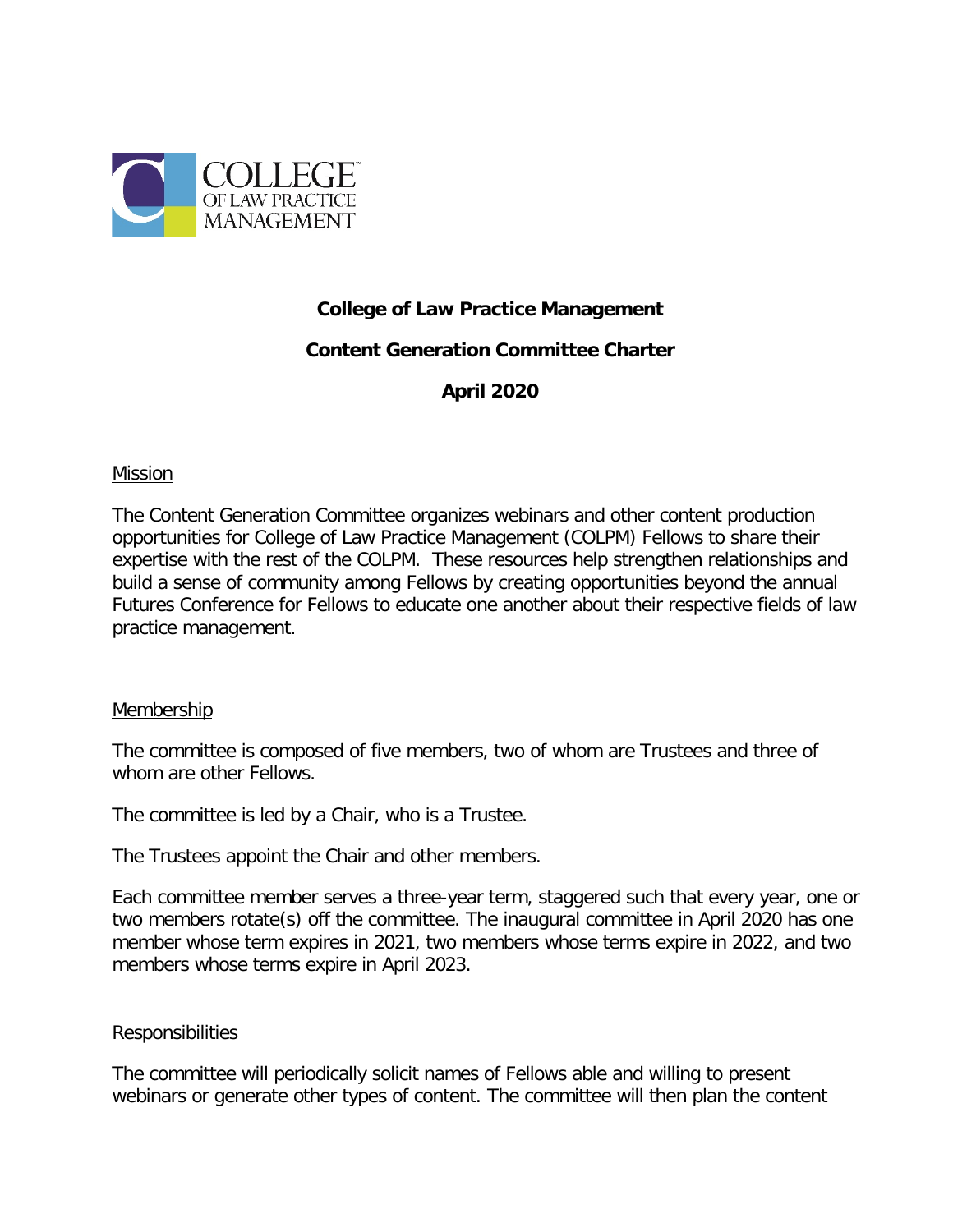COLLEGE OF LAW PRACTICE MANAGEMENT

# College of Law Practice Management

## Content Generation Committee Charter

## April 2020

Mission

The Content Generation Committee organizes webinars and other content production opportunities for College of Law Practice Management (COLPM) Fellows to share their expertise with the rest of the COLPM. These resources help strengthen relationships and build a sense of community among Fellows by creating opportunities beyond the annual Futures Conference for Fellows to educate one another about their respective fields of law practice management.

Membership

The committee is composed of five members, two of whom are Trustees and three of whom are other Fellows.

The committee is led by a Chair, who is a Trustee.

The Trustees appoint the Chair and other members.

Each committee member serves a three-year term, staggered such that every year, one or two members rotate(s) off the committee. The inaugural committee in April 2020 has one member whose term expires in 2021, two members whose terms expire in 2022, and two members whose terms expire in April 2023.

Responsibilities

The committee will periodically solicit names of Fellows able and willing to present webinars or generate other types of content. The committee will then plan the content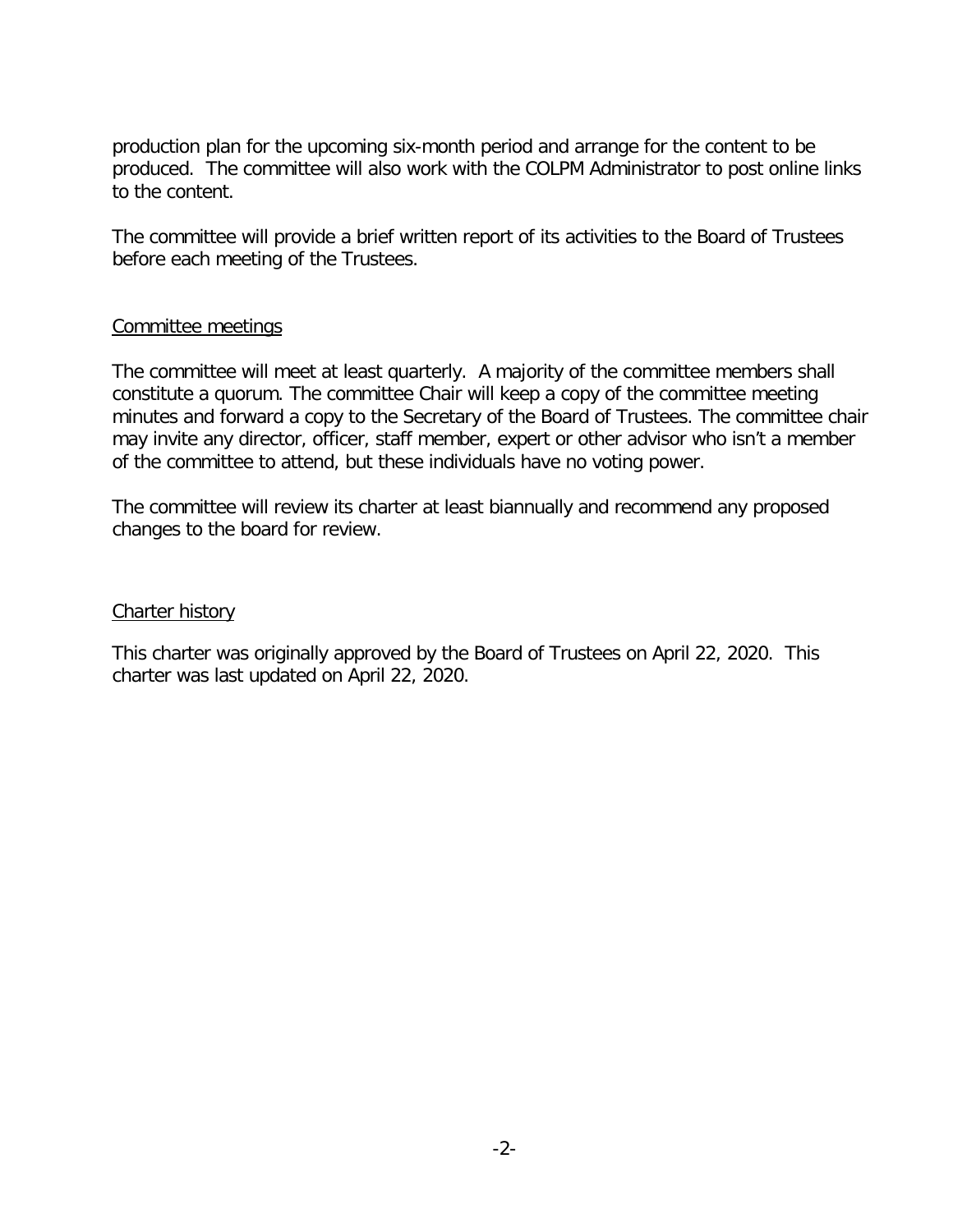production plan for the upcoming six-month period and arrange for the content to be produced. The committee will also work with the COLPM Administrator to post online links to the content.

The committee will provide a brief written report of its activities to the Board of Trustees before each meeting of the Trustees.

## Committee meetings

The committee will meet at least quarterly. A majority of the committee members shall constitute a quorum. The committee Chair will keep a copy of the committee meeting minutes and forward a copy to the Secretary of the Board of Trustees. The committee chair may invite any director, officer, staff member, expert or other advisor who isn't a member of the committee to attend, but these individuals have no voting power.

The committee will review its charter at least biannually and recommend any proposed changes to the board for review.

## Charter history

This charter was originally approved by the Board of Trustees on April 22, 2020. This charter was last updated on April 22, 2020.